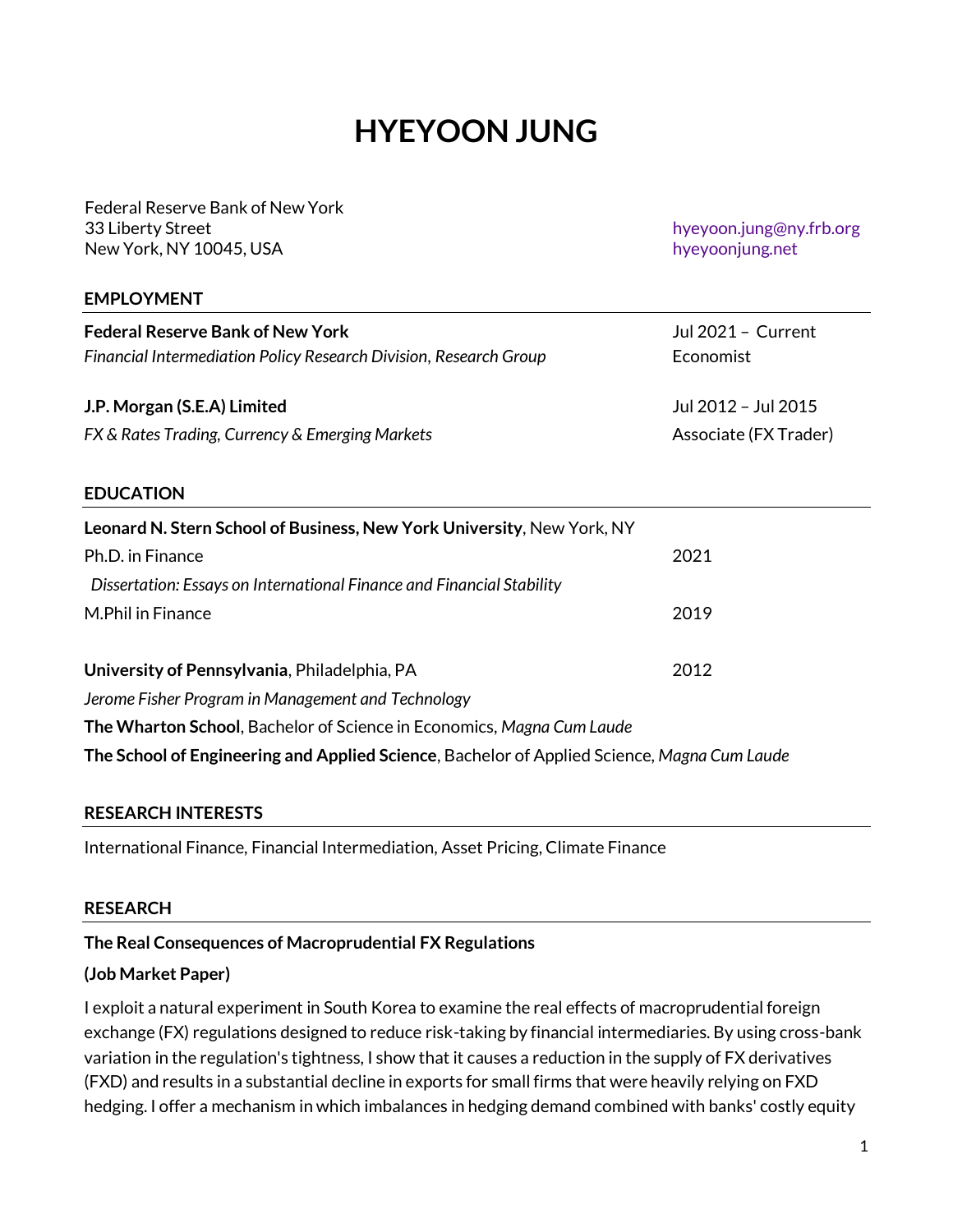# HYEYOON JUNG

Federal Reserve Bank of New York
33 Liberty Street
New York, NY 10045, USA

hyeyoon.jung@ny.frb.org
hyeyoonjung.net

## EMPLOYMENT

**Federal Reserve Bank of New York** — Jul 2021 – Current
*Financial Intermediation Policy Research Division, Research Group* — Economist

**J.P. Morgan (S.E.A) Limited** — Jul 2012 – Jul 2015
*FX & Rates Trading, Currency & Emerging Markets* — Associate (FX Trader)

## EDUCATION

**Leonard N. Stern School of Business, New York University**, New York, NY

Ph.D. in Finance — 2021

*Dissertation: Essays on International Finance and Financial Stability*

M.Phil in Finance — 2019

**University of Pennsylvania**, Philadelphia, PA — 2012

*Jerome Fisher Program in Management and Technology*

**The Wharton School**, Bachelor of Science in Economics, *Magna Cum Laude*

**The School of Engineering and Applied Science**, Bachelor of Applied Science, *Magna Cum Laude*

## RESEARCH INTERESTS

International Finance, Financial Intermediation, Asset Pricing, Climate Finance

## RESEARCH

**The Real Consequences of Macroprudential FX Regulations**

**(Job Market Paper)**

I exploit a natural experiment in South Korea to examine the real effects of macroprudential foreign exchange (FX) regulations designed to reduce risk-taking by financial intermediaries. By using cross-bank variation in the regulation's tightness, I show that it causes a reduction in the supply of FX derivatives (FXD) and results in a substantial decline in exports for small firms that were heavily relying on FXD hedging. I offer a mechanism in which imbalances in hedging demand combined with banks' costly equity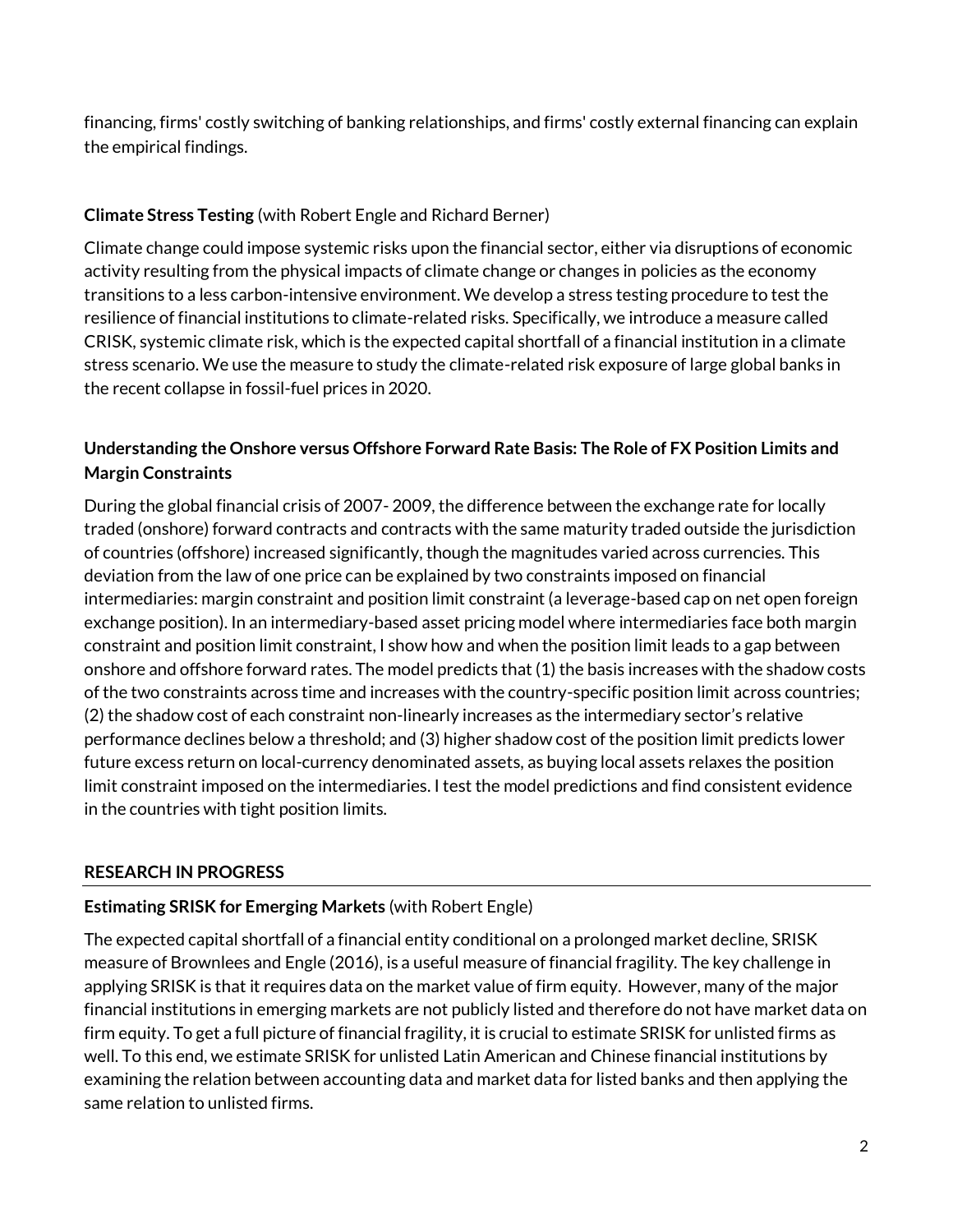financing, firms' costly switching of banking relationships, and firms' costly external financing can explain the empirical findings.

**Climate Stress Testing** (with Robert Engle and Richard Berner)

Climate change could impose systemic risks upon the financial sector, either via disruptions of economic activity resulting from the physical impacts of climate change or changes in policies as the economy transitions to a less carbon-intensive environment. We develop a stress testing procedure to test the resilience of financial institutions to climate-related risks. Specifically, we introduce a measure called CRISK, systemic climate risk, which is the expected capital shortfall of a financial institution in a climate stress scenario. We use the measure to study the climate-related risk exposure of large global banks in the recent collapse in fossil-fuel prices in 2020.

**Understanding the Onshore versus Offshore Forward Rate Basis: The Role of FX Position Limits and Margin Constraints**

During the global financial crisis of 2007- 2009, the difference between the exchange rate for locally traded (onshore) forward contracts and contracts with the same maturity traded outside the jurisdiction of countries (offshore) increased significantly, though the magnitudes varied across currencies. This deviation from the law of one price can be explained by two constraints imposed on financial intermediaries: margin constraint and position limit constraint (a leverage-based cap on net open foreign exchange position). In an intermediary-based asset pricing model where intermediaries face both margin constraint and position limit constraint, I show how and when the position limit leads to a gap between onshore and offshore forward rates. The model predicts that (1) the basis increases with the shadow costs of the two constraints across time and increases with the country-specific position limit across countries; (2) the shadow cost of each constraint non-linearly increases as the intermediary sector's relative performance declines below a threshold; and (3) higher shadow cost of the position limit predicts lower future excess return on local-currency denominated assets, as buying local assets relaxes the position limit constraint imposed on the intermediaries. I test the model predictions and find consistent evidence in the countries with tight position limits.

## RESEARCH IN PROGRESS

**Estimating SRISK for Emerging Markets** (with Robert Engle)

The expected capital shortfall of a financial entity conditional on a prolonged market decline, SRISK measure of Brownlees and Engle (2016), is a useful measure of financial fragility. The key challenge in applying SRISK is that it requires data on the market value of firm equity. However, many of the major financial institutions in emerging markets are not publicly listed and therefore do not have market data on firm equity. To get a full picture of financial fragility, it is crucial to estimate SRISK for unlisted firms as well. To this end, we estimate SRISK for unlisted Latin American and Chinese financial institutions by examining the relation between accounting data and market data for listed banks and then applying the same relation to unlisted firms.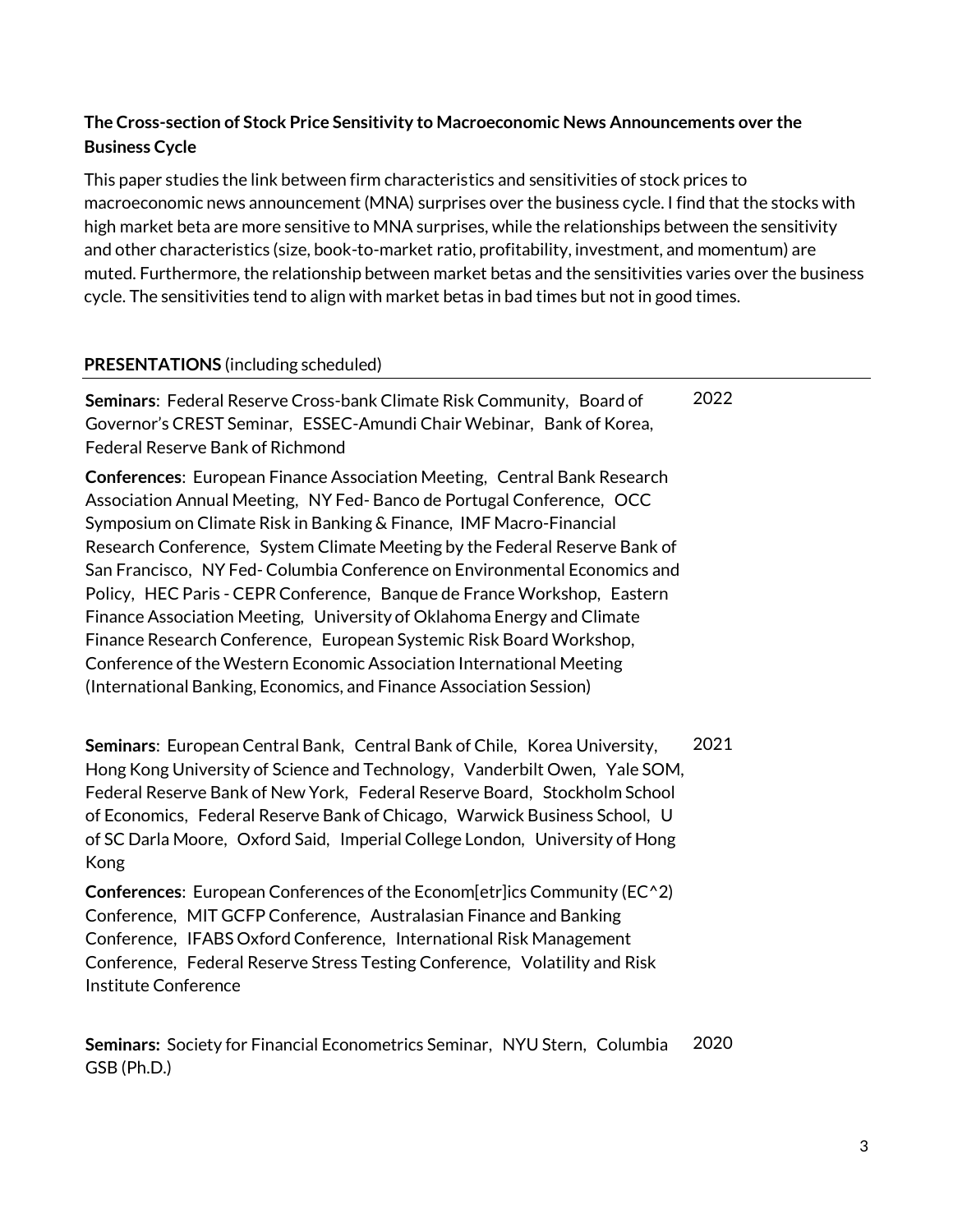**The Cross-section of Stock Price Sensitivity to Macroeconomic News Announcements over the Business Cycle**

This paper studies the link between firm characteristics and sensitivities of stock prices to macroeconomic news announcement (MNA) surprises over the business cycle. I find that the stocks with high market beta are more sensitive to MNA surprises, while the relationships between the sensitivity and other characteristics (size, book-to-market ratio, profitability, investment, and momentum) are muted. Furthermore, the relationship between market betas and the sensitivities varies over the business cycle. The sensitivities tend to align with market betas in bad times but not in good times.

## PRESENTATIONS (including scheduled)

**2022**

**Seminars**: Federal Reserve Cross-bank Climate Risk Community, Board of Governor's CREST Seminar, ESSEC-Amundi Chair Webinar, Bank of Korea, Federal Reserve Bank of Richmond

**Conferences**: European Finance Association Meeting, Central Bank Research Association Annual Meeting, NY Fed- Banco de Portugal Conference, OCC Symposium on Climate Risk in Banking & Finance, IMF Macro-Financial Research Conference, System Climate Meeting by the Federal Reserve Bank of San Francisco, NY Fed- Columbia Conference on Environmental Economics and Policy, HEC Paris - CEPR Conference, Banque de France Workshop, Eastern Finance Association Meeting, University of Oklahoma Energy and Climate Finance Research Conference, European Systemic Risk Board Workshop, Conference of the Western Economic Association International Meeting (International Banking, Economics, and Finance Association Session)

**2021**

**Seminars**: European Central Bank, Central Bank of Chile, Korea University, Hong Kong University of Science and Technology, Vanderbilt Owen, Yale SOM, Federal Reserve Bank of New York, Federal Reserve Board, Stockholm School of Economics, Federal Reserve Bank of Chicago, Warwick Business School, U of SC Darla Moore, Oxford Said, Imperial College London, University of Hong Kong

**Conferences**: European Conferences of the Econom[etr]ics Community (EC^2) Conference, MIT GCFP Conference, Australasian Finance and Banking Conference, IFABS Oxford Conference, International Risk Management Conference, Federal Reserve Stress Testing Conference, Volatility and Risk Institute Conference

**2020**

**Seminars:** Society for Financial Econometrics Seminar, NYU Stern, Columbia GSB (Ph.D.)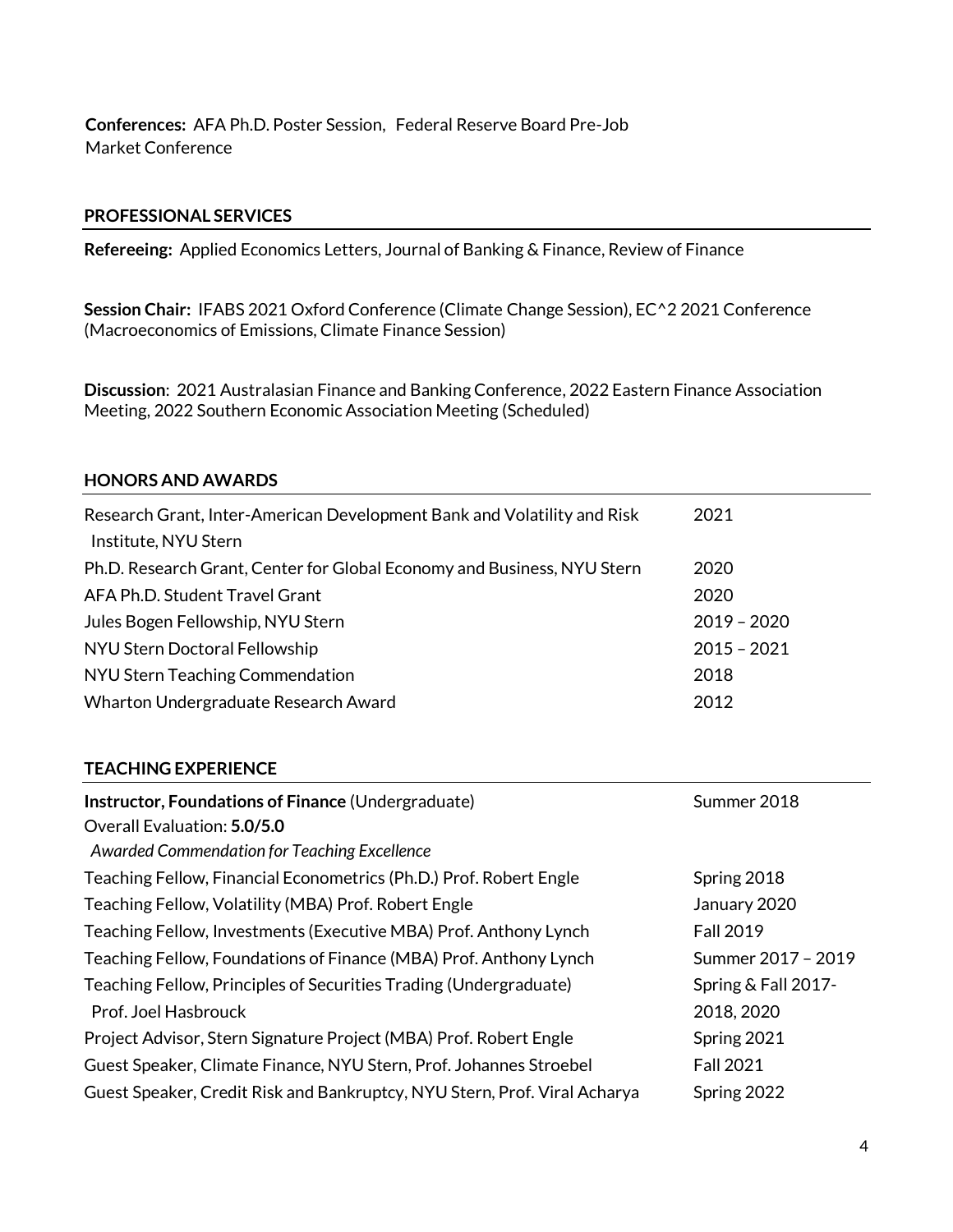**Conferences:** AFA Ph.D. Poster Session, Federal Reserve Board Pre-Job Market Conference

## PROFESSIONAL SERVICES

**Refereeing:** Applied Economics Letters, Journal of Banking & Finance, Review of Finance

**Session Chair:** IFABS 2021 Oxford Conference (Climate Change Session), EC^2 2021 Conference (Macroeconomics of Emissions, Climate Finance Session)

**Discussion**: 2021 Australasian Finance and Banking Conference, 2022 Eastern Finance Association Meeting, 2022 Southern Economic Association Meeting (Scheduled)

## HONORS AND AWARDS

| | |
|---|---|
| Research Grant, Inter-American Development Bank and Volatility and Risk Institute, NYU Stern | 2021 |
| Ph.D. Research Grant, Center for Global Economy and Business, NYU Stern | 2020 |
| AFA Ph.D. Student Travel Grant | 2020 |
| Jules Bogen Fellowship, NYU Stern | 2019 – 2020 |
| NYU Stern Doctoral Fellowship | 2015 – 2021 |
| NYU Stern Teaching Commendation | 2018 |
| Wharton Undergraduate Research Award | 2012 |

## TEACHING EXPERIENCE

| | |
|---|---|
| **Instructor, Foundations of Finance** (Undergraduate)<br>Overall Evaluation: **5.0/5.0**<br>*Awarded Commendation for Teaching Excellence* | Summer 2018 |
| Teaching Fellow, Financial Econometrics (Ph.D.) Prof. Robert Engle | Spring 2018 |
| Teaching Fellow, Volatility (MBA) Prof. Robert Engle | January 2020 |
| Teaching Fellow, Investments (Executive MBA) Prof. Anthony Lynch | Fall 2019 |
| Teaching Fellow, Foundations of Finance (MBA) Prof. Anthony Lynch | Summer 2017 – 2019 |
| Teaching Fellow, Principles of Securities Trading (Undergraduate) Prof. Joel Hasbrouck | Spring & Fall 2017-2018, 2020 |
| Project Advisor, Stern Signature Project (MBA) Prof. Robert Engle | Spring 2021 |
| Guest Speaker, Climate Finance, NYU Stern, Prof. Johannes Stroebel | Fall 2021 |
| Guest Speaker, Credit Risk and Bankruptcy, NYU Stern, Prof. Viral Acharya | Spring 2022 |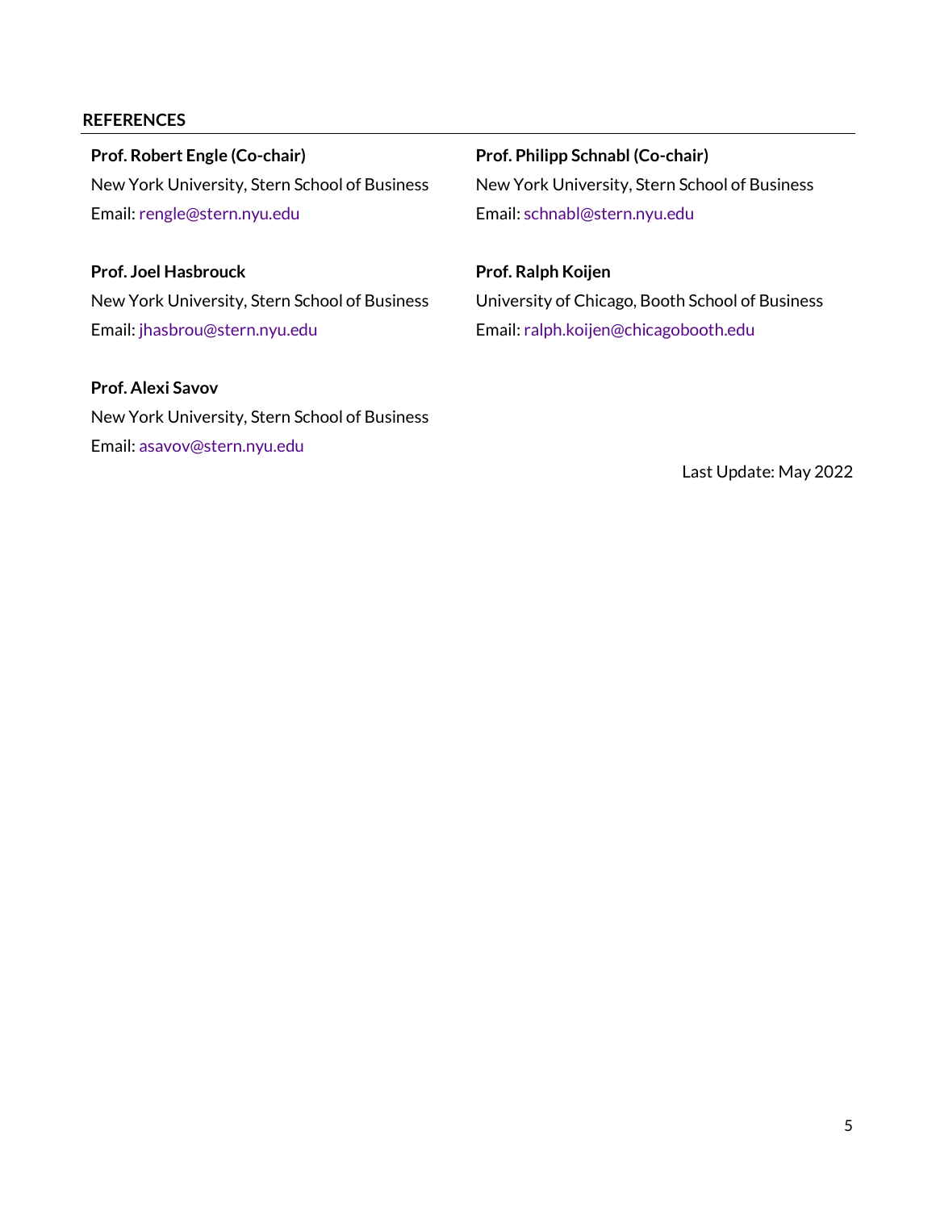## REFERENCES

**Prof. Robert Engle (Co-chair)**
New York University, Stern School of Business
Email: rengle@stern.nyu.edu

**Prof. Philipp Schnabl (Co-chair)**
New York University, Stern School of Business
Email: schnabl@stern.nyu.edu

**Prof. Joel Hasbrouck**
New York University, Stern School of Business
Email: jhasbrou@stern.nyu.edu

**Prof. Ralph Koijen**
University of Chicago, Booth School of Business
Email: ralph.koijen@chicagobooth.edu

**Prof. Alexi Savov**
New York University, Stern School of Business
Email: asavov@stern.nyu.edu

Last Update: May 2022